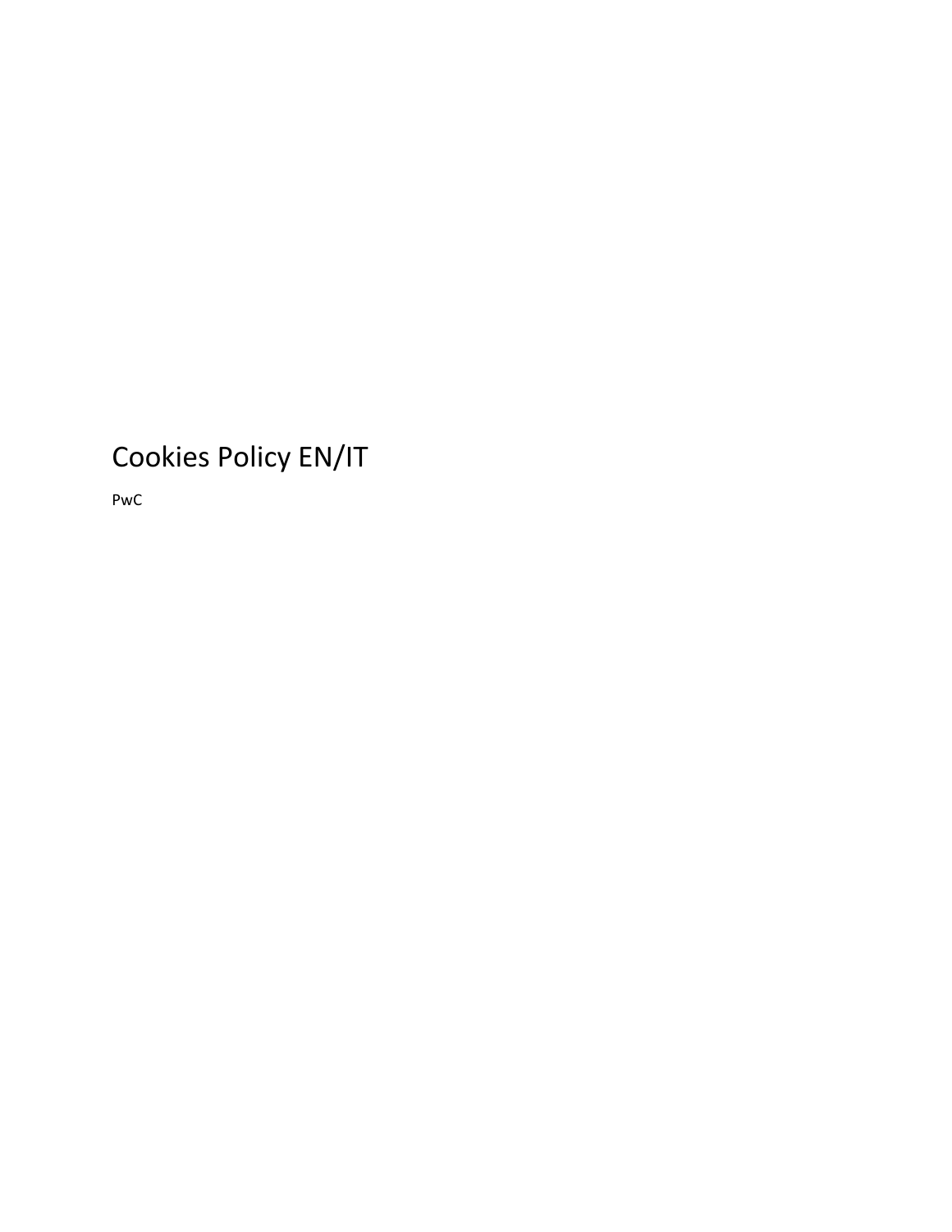# Cookies Policy EN/IT

PwC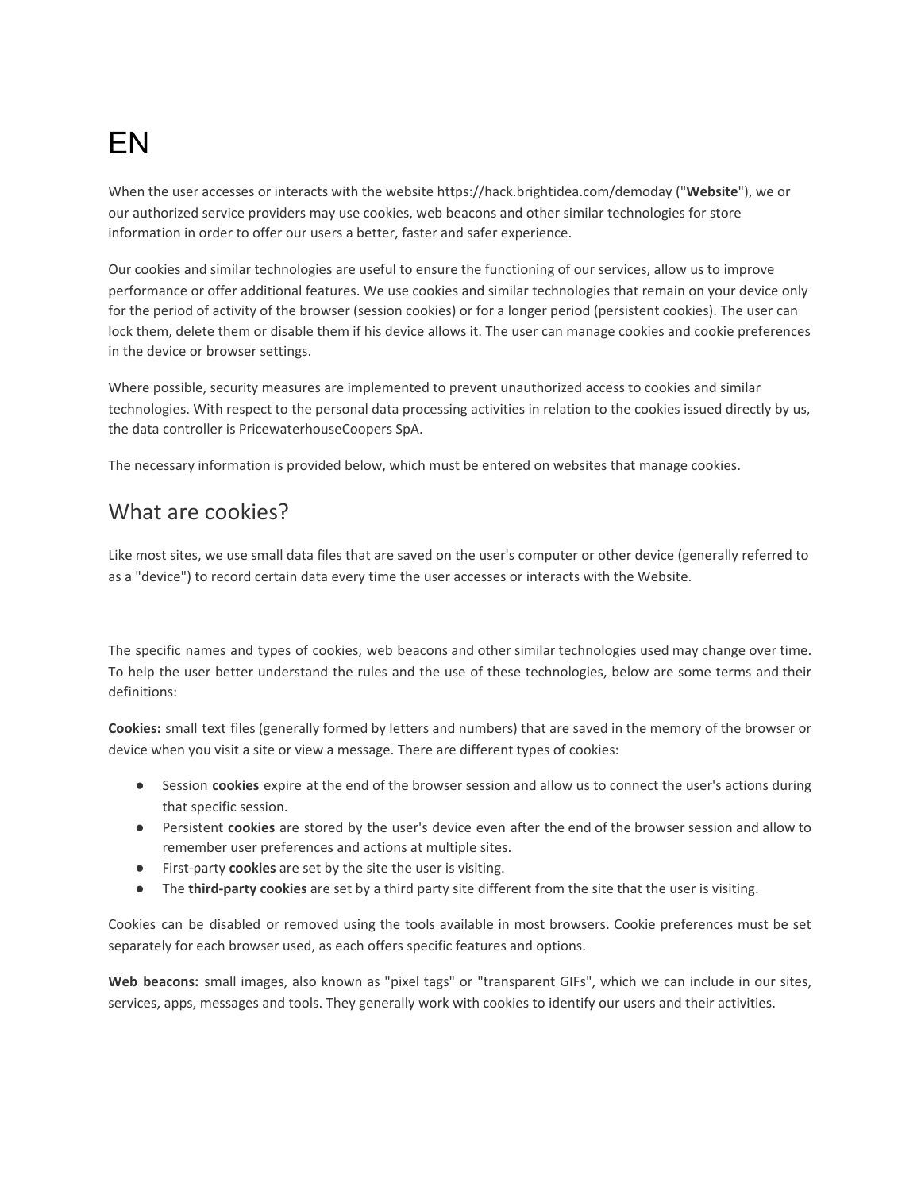# EN

When the user accesses or interacts with the website https://hack.brightidea.com/demoday ("**Website**"), we or our authorized service providers may use cookies, web beacons and other similar technologies for store information in order to offer our users a better, faster and safer experience.

Our cookies and similar technologies are useful to ensure the functioning of our services, allow us to improve performance or offer additional features. We use cookies and similar technologies that remain on your device only for the period of activity of the browser (session cookies) or for a longer period (persistent cookies). The user can lock them, delete them or disable them if his device allows it. The user can manage cookies and cookie preferences in the device or browser settings.

Where possible, security measures are implemented to prevent unauthorized access to cookies and similar technologies. With respect to the personal data processing activities in relation to the cookies issued directly by us, the data controller is PricewaterhouseCoopers SpA.

The necessary information is provided below, which must be entered on websites that manage cookies.

## What are cookies?

Like most sites, we use small data files that are saved on the user's computer or other device (generally referred to as a "device") to record certain data every time the user accesses or interacts with the Website.

The specific names and types of cookies, web beacons and other similar technologies used may change over time. To help the user better understand the rules and the use of these technologies, below are some terms and their definitions:

**Cookies:** small text files (generally formed by letters and numbers) that are saved in the memory of the browser or device when you visit a site or view a message. There are different types of cookies:

- Session **cookies** expire at the end of the browser session and allow us to connect the user's actions during that specific session.
- Persistent **cookies** are stored by the user's device even after the end of the browser session and allow to remember user preferences and actions at multiple sites.
- First-party **cookies** are set by the site the user is visiting.
- The **third-party cookies** are set by a third party site different from the site that the user is visiting.

Cookies can be disabled or removed using the tools available in most browsers. Cookie preferences must be set separately for each browser used, as each offers specific features and options.

**Web beacons:** small images, also known as "pixel tags" or "transparent GIFs", which we can include in our sites, services, apps, messages and tools. They generally work with cookies to identify our users and their activities.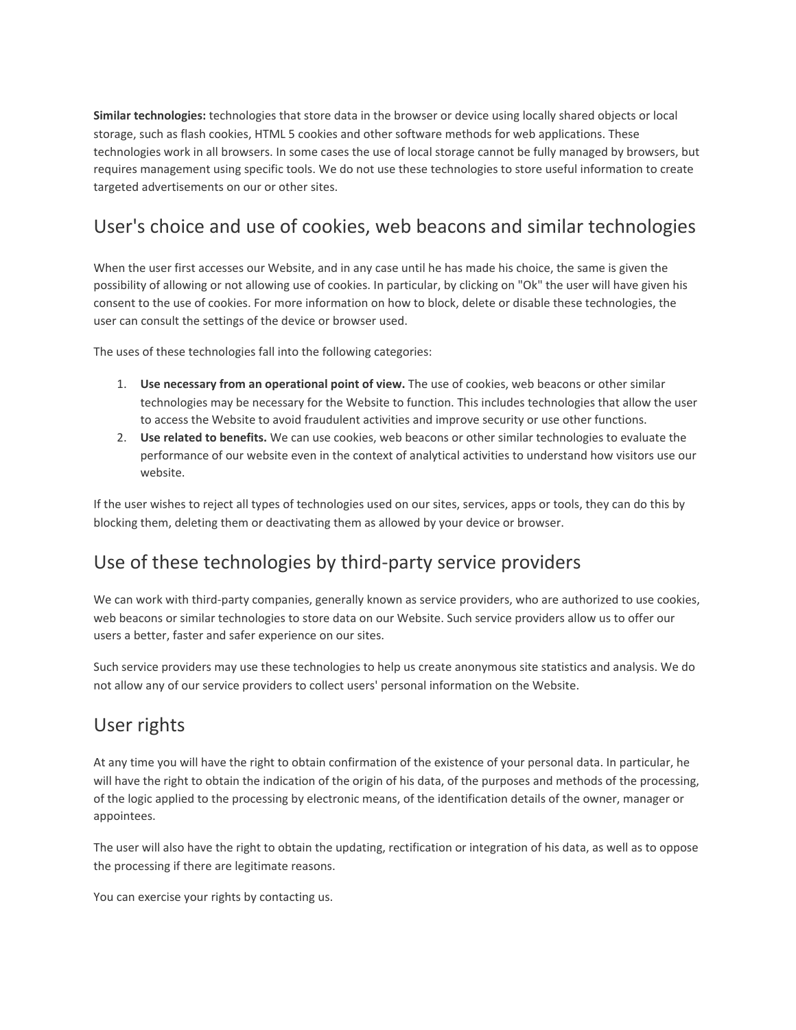**Similar technologies:** technologies that store data in the browser or device using locally shared objects or local storage, such as flash cookies, HTML 5 cookies and other software methods for web applications. These technologies work in all browsers. In some cases the use of local storage cannot be fully managed by browsers, but requires management using specific tools. We do not use these technologies to store useful information to create targeted advertisements on our or other sites.

## User's choice and use of cookies, web beacons and similar technologies

When the user first accesses our Website, and in any case until he has made his choice, the same is given the possibility of allowing or not allowing use of cookies. In particular, by clicking on "Ok" the user will have given his consent to the use of cookies. For more information on how to block, delete or disable these technologies, the user can consult the settings of the device or browser used.

The uses of these technologies fall into the following categories:

1. **Use necessary from an operational point of view.** The use of cookies, web beacons or other similar technologies may be necessary for the Website to function. This includes technologies that allow the user to access the Website to avoid fraudulent activities and improve security or use other functions.
2. **Use related to benefits.** We can use cookies, web beacons or other similar technologies to evaluate the performance of our website even in the context of analytical activities to understand how visitors use our website.

If the user wishes to reject all types of technologies used on our sites, services, apps or tools, they can do this by blocking them, deleting them or deactivating them as allowed by your device or browser.

## Use of these technologies by third-party service providers

We can work with third-party companies, generally known as service providers, who are authorized to use cookies, web beacons or similar technologies to store data on our Website. Such service providers allow us to offer our users a better, faster and safer experience on our sites.

Such service providers may use these technologies to help us create anonymous site statistics and analysis. We do not allow any of our service providers to collect users' personal information on the Website.

## User rights

At any time you will have the right to obtain confirmation of the existence of your personal data. In particular, he will have the right to obtain the indication of the origin of his data, of the purposes and methods of the processing, of the logic applied to the processing by electronic means, of the identification details of the owner, manager or appointees.

The user will also have the right to obtain the updating, rectification or integration of his data, as well as to oppose the processing if there are legitimate reasons.

You can exercise your rights by contacting us.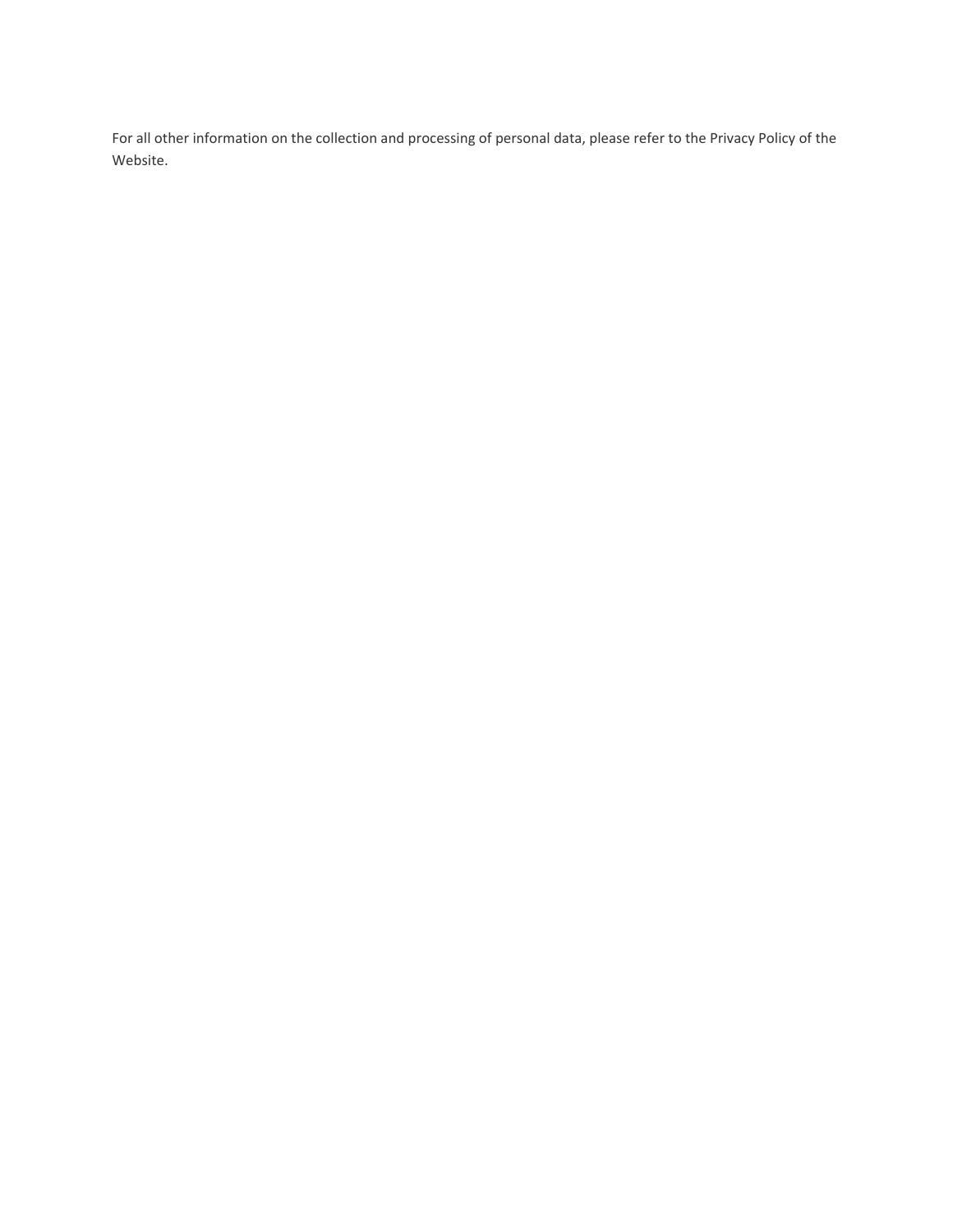For all other information on the collection and processing of personal data, please refer to the Privacy Policy of the Website.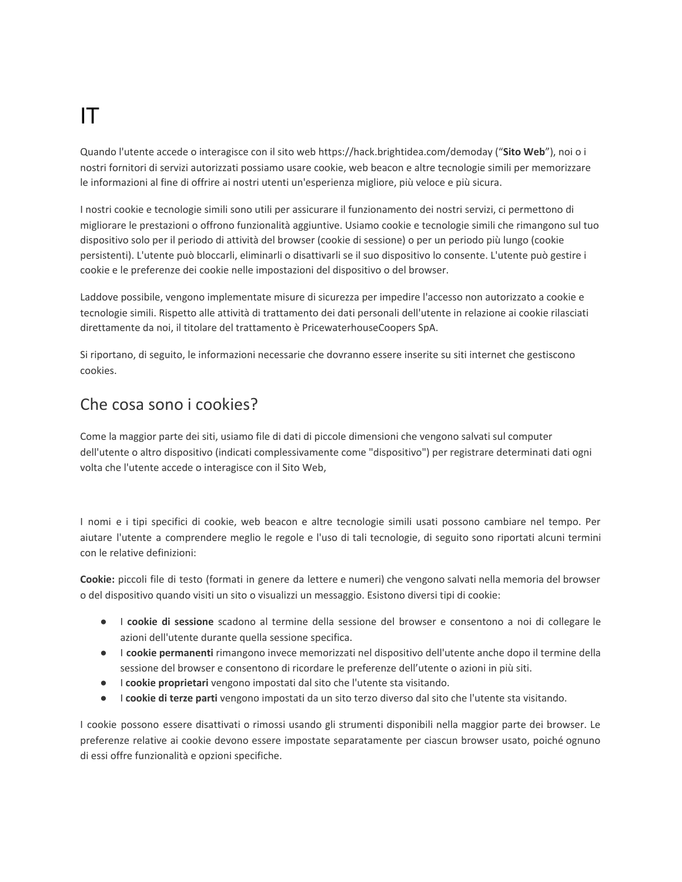# IT

Quando l'utente accede o interagisce con il sito web https://hack.brightidea.com/demoday ("**Sito Web**"), noi o i nostri fornitori di servizi autorizzati possiamo usare cookie, web beacon e altre tecnologie simili per memorizzare le informazioni al fine di offrire ai nostri utenti un'esperienza migliore, più veloce e più sicura.

I nostri cookie e tecnologie simili sono utili per assicurare il funzionamento dei nostri servizi, ci permettono di migliorare le prestazioni o offrono funzionalità aggiuntive. Usiamo cookie e tecnologie simili che rimangono sul tuo dispositivo solo per il periodo di attività del browser (cookie di sessione) o per un periodo più lungo (cookie persistenti). L'utente può bloccarli, eliminarli o disattivarli se il suo dispositivo lo consente. L'utente può gestire i cookie e le preferenze dei cookie nelle impostazioni del dispositivo o del browser.

Laddove possibile, vengono implementate misure di sicurezza per impedire l'accesso non autorizzato a cookie e tecnologie simili. Rispetto alle attività di trattamento dei dati personali dell'utente in relazione ai cookie rilasciati direttamente da noi, il titolare del trattamento è PricewaterhouseCoopers SpA.

Si riportano, di seguito, le informazioni necessarie che dovranno essere inserite su siti internet che gestiscono cookies.

## Che cosa sono i cookies?

Come la maggior parte dei siti, usiamo file di dati di piccole dimensioni che vengono salvati sul computer dell'utente o altro dispositivo (indicati complessivamente come "dispositivo") per registrare determinati dati ogni volta che l'utente accede o interagisce con il Sito Web,

I nomi e i tipi specifici di cookie, web beacon e altre tecnologie simili usati possono cambiare nel tempo. Per aiutare l'utente a comprendere meglio le regole e l'uso di tali tecnologie, di seguito sono riportati alcuni termini con le relative definizioni:

**Cookie:** piccoli file di testo (formati in genere da lettere e numeri) che vengono salvati nella memoria del browser o del dispositivo quando visiti un sito o visualizzi un messaggio. Esistono diversi tipi di cookie:

- I **cookie di sessione** scadono al termine della sessione del browser e consentono a noi di collegare le azioni dell'utente durante quella sessione specifica.
- I **cookie permanenti** rimangono invece memorizzati nel dispositivo dell'utente anche dopo il termine della sessione del browser e consentono di ricordare le preferenze dell'utente o azioni in più siti.
- I **cookie proprietari** vengono impostati dal sito che l'utente sta visitando.
- I **cookie di terze parti** vengono impostati da un sito terzo diverso dal sito che l'utente sta visitando.

I cookie possono essere disattivati o rimossi usando gli strumenti disponibili nella maggior parte dei browser. Le preferenze relative ai cookie devono essere impostate separatamente per ciascun browser usato, poiché ognuno di essi offre funzionalità e opzioni specifiche.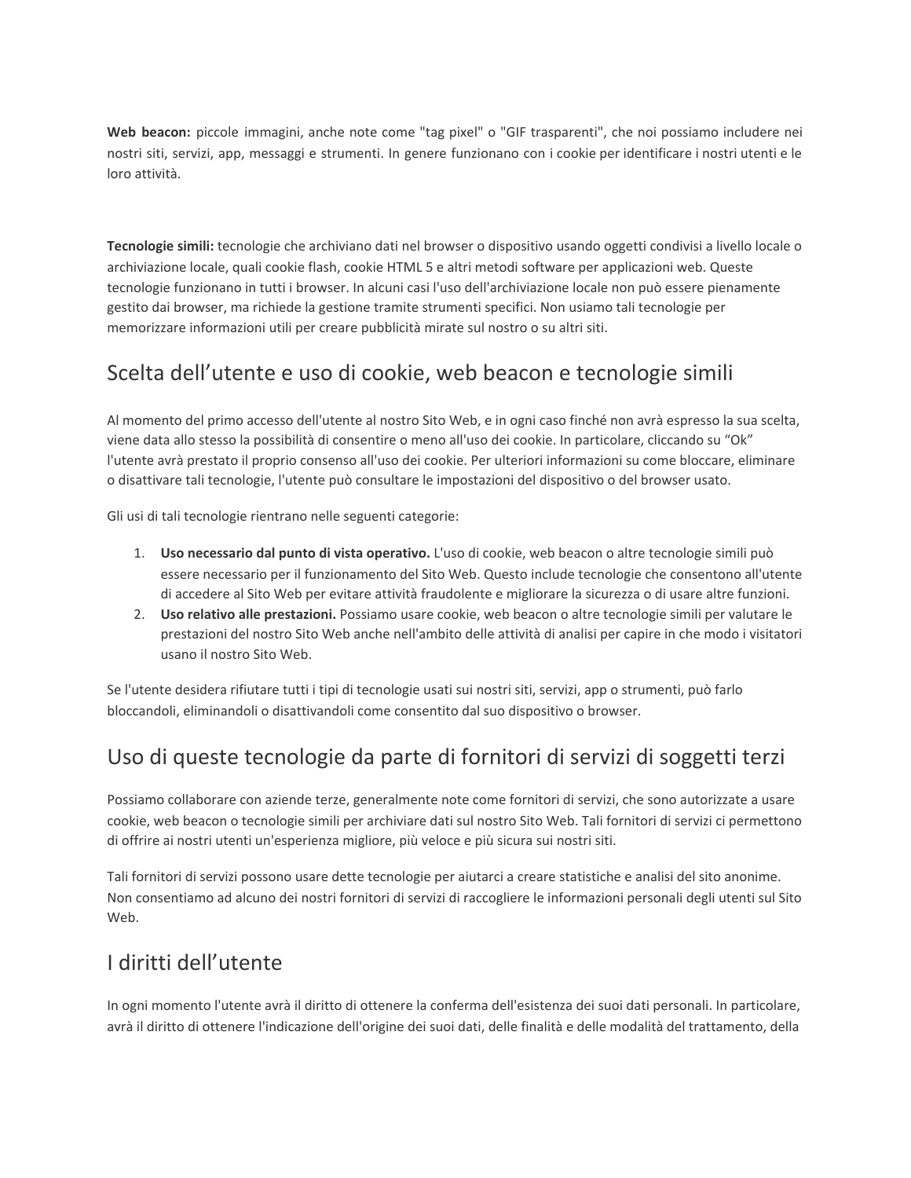**Web beacon:** piccole immagini, anche note come "tag pixel" o "GIF trasparenti", che noi possiamo includere nei nostri siti, servizi, app, messaggi e strumenti. In genere funzionano con i cookie per identificare i nostri utenti e le loro attività.

**Tecnologie simili:** tecnologie che archiviano dati nel browser o dispositivo usando oggetti condivisi a livello locale o archiviazione locale, quali cookie flash, cookie HTML 5 e altri metodi software per applicazioni web. Queste tecnologie funzionano in tutti i browser. In alcuni casi l'uso dell'archiviazione locale non può essere pienamente gestito dai browser, ma richiede la gestione tramite strumenti specifici. Non usiamo tali tecnologie per memorizzare informazioni utili per creare pubblicità mirate sul nostro o su altri siti.

## Scelta dell'utente e uso di cookie, web beacon e tecnologie simili

Al momento del primo accesso dell'utente al nostro Sito Web, e in ogni caso finché non avrà espresso la sua scelta, viene data allo stesso la possibilità di consentire o meno all'uso dei cookie. In particolare, cliccando su "Ok" l'utente avrà prestato il proprio consenso all'uso dei cookie. Per ulteriori informazioni su come bloccare, eliminare o disattivare tali tecnologie, l'utente può consultare le impostazioni del dispositivo o del browser usato.

Gli usi di tali tecnologie rientrano nelle seguenti categorie:

1. **Uso necessario dal punto di vista operativo.** L'uso di cookie, web beacon o altre tecnologie simili può essere necessario per il funzionamento del Sito Web. Questo include tecnologie che consentono all'utente di accedere al Sito Web per evitare attività fraudolente e migliorare la sicurezza o di usare altre funzioni.
2. **Uso relativo alle prestazioni.** Possiamo usare cookie, web beacon o altre tecnologie simili per valutare le prestazioni del nostro Sito Web anche nell'ambito delle attività di analisi per capire in che modo i visitatori usano il nostro Sito Web.

Se l'utente desidera rifiutare tutti i tipi di tecnologie usati sui nostri siti, servizi, app o strumenti, può farlo bloccandoli, eliminandoli o disattivandoli come consentito dal suo dispositivo o browser.

## Uso di queste tecnologie da parte di fornitori di servizi di soggetti terzi

Possiamo collaborare con aziende terze, generalmente note come fornitori di servizi, che sono autorizzate a usare cookie, web beacon o tecnologie simili per archiviare dati sul nostro Sito Web. Tali fornitori di servizi ci permettono di offrire ai nostri utenti un'esperienza migliore, più veloce e più sicura sui nostri siti.

Tali fornitori di servizi possono usare dette tecnologie per aiutarci a creare statistiche e analisi del sito anonime. Non consentiamo ad alcuno dei nostri fornitori di servizi di raccogliere le informazioni personali degli utenti sul Sito Web.

## I diritti dell'utente

In ogni momento l'utente avrà il diritto di ottenere la conferma dell'esistenza dei suoi dati personali. In particolare, avrà il diritto di ottenere l'indicazione dell'origine dei suoi dati, delle finalità e delle modalità del trattamento, della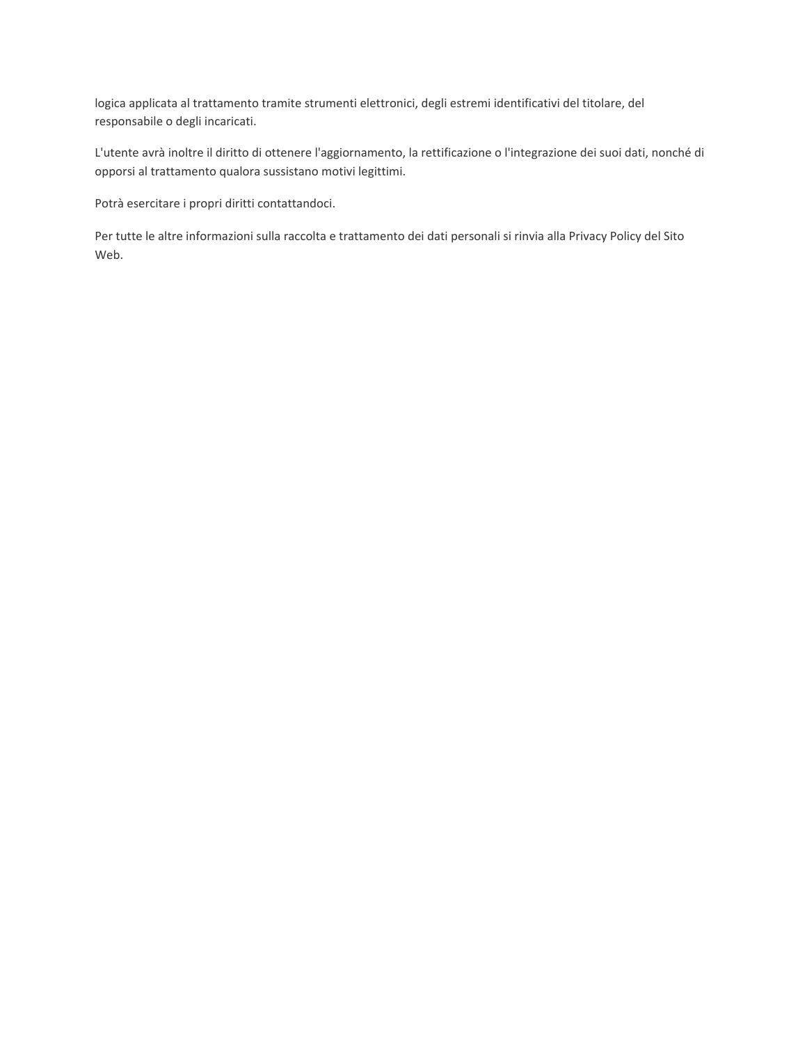logica applicata al trattamento tramite strumenti elettronici, degli estremi identificativi del titolare, del responsabile o degli incaricati.

L'utente avrà inoltre il diritto di ottenere l'aggiornamento, la rettificazione o l'integrazione dei suoi dati, nonché di opporsi al trattamento qualora sussistano motivi legittimi.

Potrà esercitare i propri diritti contattandoci.

Per tutte le altre informazioni sulla raccolta e trattamento dei dati personali si rinvia alla Privacy Policy del Sito Web.